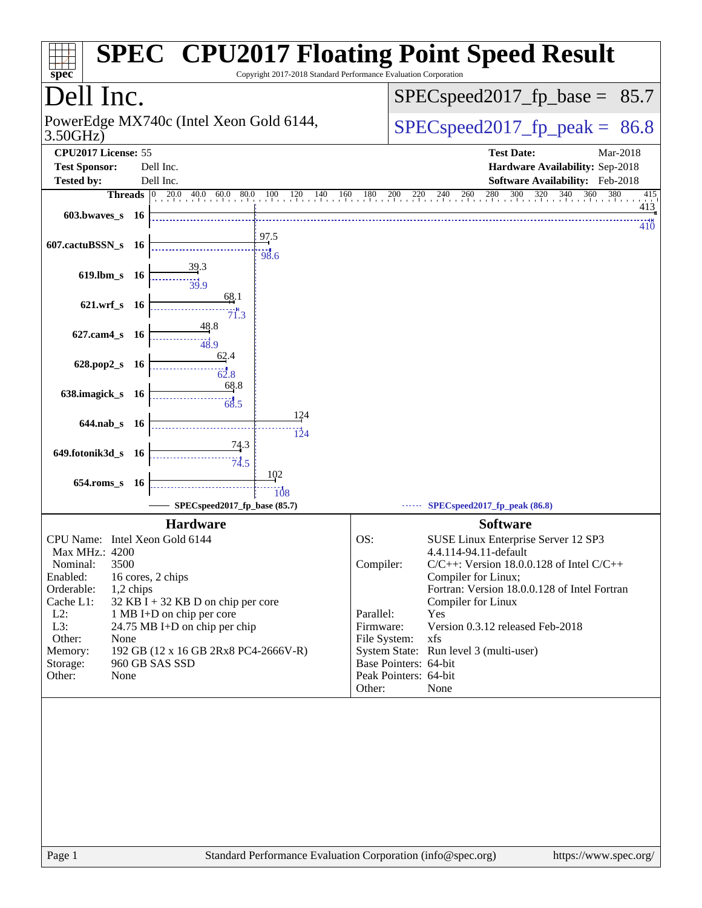# SPEC CPU2017 Floating Point Speed Result

Copyright 2017-2018 Standard Performance Evaluation Corporation

## Dell Inc.

PowerEdge MX740c (Intel Xeon Gold 6144, 3.50GHz)

SPECspeed2017_fp_base = 85.7

SPECspeed2017_fp_peak = 86.8

| | | | |
|---|---|---|---|
| **CPU2017 License:** | 55 | **Test Date:** | Mar-2018 |
| **Test Sponsor:** | Dell Inc. | **Hardware Availability:** | Sep-2018 |
| **Tested by:** | Dell Inc. | **Software Availability:** | Feb-2018 |

| Benchmark | Threads | Base | Peak |
|---|---|---|---|
| 603.bwaves_s | 16 | 413 | 410 |
| 607.cactuBSSN_s | 16 | 97.5 | 98.6 |
| 619.lbm_s | 16 | 39.3 | 39.9 |
| 621.wrf_s | 16 | 68.1 | 71.3 |
| 627.cam4_s | 16 | 48.8 | 48.9 |
| 628.pop2_s | 16 | 62.4 | 62.8 |
| 638.imagick_s | 16 | 68.8 | 68.5 |
| 644.nab_s | 16 | 124 | 124 |
| 649.fotonik3d_s | 16 | 74.3 | 74.5 |
| 654.roms_s | 16 | 102 | 108 |

SPECspeed2017_fp_base (85.7) — SPECspeed2017_fp_peak (86.8)

### Hardware

| | |
|---|---|
| CPU Name: | Intel Xeon Gold 6144 |
| Max MHz.: | 4200 |
| Nominal: | 3500 |
| Enabled: | 16 cores, 2 chips |
| Orderable: | 1,2 chips |
| Cache L1: | 32 KB I + 32 KB D on chip per core |
| L2: | 1 MB I+D on chip per core |
| L3: | 24.75 MB I+D on chip per chip |
| Other: | None |
| Memory: | 192 GB (12 x 16 GB 2Rx8 PC4-2666V-R) |
| Storage: | 960 GB SAS SSD |
| Other: | None |

### Software

| | |
|---|---|
| OS: | SUSE Linux Enterprise Server 12 SP3 4.4.114-94.11-default |
| Compiler: | C/C++: Version 18.0.0.128 of Intel C/C++ Compiler for Linux; Fortran: Version 18.0.0.128 of Intel Fortran Compiler for Linux |
| Parallel: | Yes |
| Firmware: | Version 0.3.12 released Feb-2018 |
| File System: | xfs |
| System State: | Run level 3 (multi-user) |
| Base Pointers: | 64-bit |
| Peak Pointers: | 64-bit |
| Other: | None |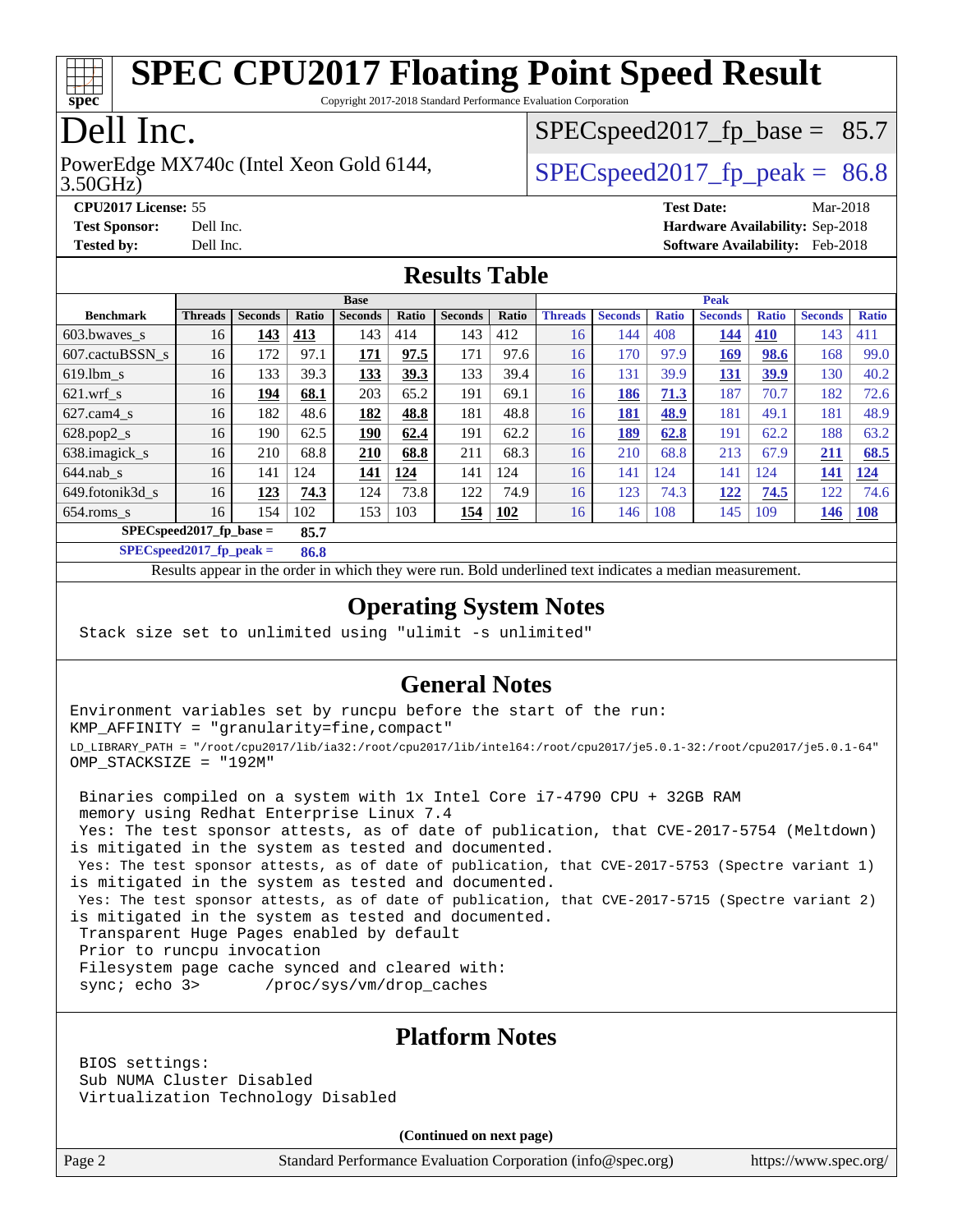# SPEC CPU2017 Floating Point Speed Result

Copyright 2017-2018 Standard Performance Evaluation Corporation

# Dell Inc.

PowerEdge MX740c (Intel Xeon Gold 6144, 3.50GHz)

SPECspeed2017_fp_base = 85.7

SPECspeed2017_fp_peak = 86.8

**CPU2017 License:** 55
**Test Sponsor:** Dell Inc.
**Tested by:** Dell Inc.

**Test Date:** Mar-2018
**Hardware Availability:** Sep-2018
**Software Availability:** Feb-2018

## Results Table

| Benchmark | Base | | | | | | | Peak | | | | | | |
|---|---|---|---|---|---|---|---|---|---|---|---|---|---|---|
| | Threads | Seconds | Ratio | Seconds | Ratio | Seconds | Ratio | Threads | Seconds | Ratio | Seconds | Ratio | Seconds | Ratio |
| 603.bwaves_s | 16 | **143** | **413** | 143 | 414 | 143 | 412 | 16 | 144 | 408 | **144** | **410** | 143 | 411 |
| 607.cactuBSSN_s | 16 | 172 | 97.1 | **171** | **97.5** | 171 | 97.6 | 16 | 170 | 97.9 | **169** | **98.6** | 168 | 99.0 |
| 619.lbm_s | 16 | 133 | 39.3 | **133** | **39.3** | 133 | 39.4 | 16 | 131 | 39.9 | **131** | **39.9** | 130 | 40.2 |
| 621.wrf_s | 16 | **194** | **68.1** | 203 | 65.2 | 191 | 69.1 | 16 | **186** | **71.3** | 187 | 70.7 | 182 | 72.6 |
| 627.cam4_s | 16 | 182 | 48.6 | **182** | **48.8** | 181 | 48.8 | 16 | **181** | **48.9** | 181 | 49.1 | 181 | 48.9 |
| 628.pop2_s | 16 | 190 | 62.5 | **190** | **62.4** | 191 | 62.2 | 16 | **189** | **62.8** | 191 | 62.2 | 188 | 63.2 |
| 638.imagick_s | 16 | 210 | 68.8 | **210** | **68.8** | 211 | 68.3 | 16 | 210 | 68.8 | 213 | 67.9 | **211** | **68.5** |
| 644.nab_s | 16 | 141 | 124 | **141** | **124** | 141 | 124 | 16 | 141 | 124 | 141 | 124 | **141** | **124** |
| 649.fotonik3d_s | 16 | **123** | **74.3** | 124 | 73.8 | 122 | 74.9 | 16 | 123 | 74.3 | **122** | **74.5** | 122 | 74.6 |
| 654.roms_s | 16 | 154 | 102 | 153 | 103 | **154** | **102** | 16 | 146 | 108 | 145 | 109 | **146** | **108** |

**SPECspeed2017_fp_base = 85.7**

**SPECspeed2017_fp_peak = 86.8**

Results appear in the order in which they were run. Bold underlined text indicates a median measurement.

## Operating System Notes

```
Stack size set to unlimited using "ulimit -s unlimited"
```

## General Notes

```
Environment variables set by runcpu before the start of the run:
KMP_AFFINITY = "granularity=fine,compact"
LD_LIBRARY_PATH = "/root/cpu2017/lib/ia32:/root/cpu2017/lib/intel64:/root/cpu2017/je5.0.1-32:/root/cpu2017/je5.0.1-64"
OMP_STACKSIZE = "192M"

 Binaries compiled on a system with 1x Intel Core i7-4790 CPU + 32GB RAM
 memory using Redhat Enterprise Linux 7.4
 Yes: The test sponsor attests, as of date of publication, that CVE-2017-5754 (Meltdown)
is mitigated in the system as tested and documented.
 Yes: The test sponsor attests, as of date of publication, that CVE-2017-5753 (Spectre variant 1)
is mitigated in the system as tested and documented.
 Yes: The test sponsor attests, as of date of publication, that CVE-2017-5715 (Spectre variant 2)
is mitigated in the system as tested and documented.
 Transparent Huge Pages enabled by default
 Prior to runcpu invocation
 Filesystem page cache synced and cleared with:
 sync; echo 3>       /proc/sys/vm/drop_caches
```

## Platform Notes

```
 BIOS settings:
 Sub NUMA Cluster Disabled
 Virtualization Technology Disabled
```

**(Continued on next page)**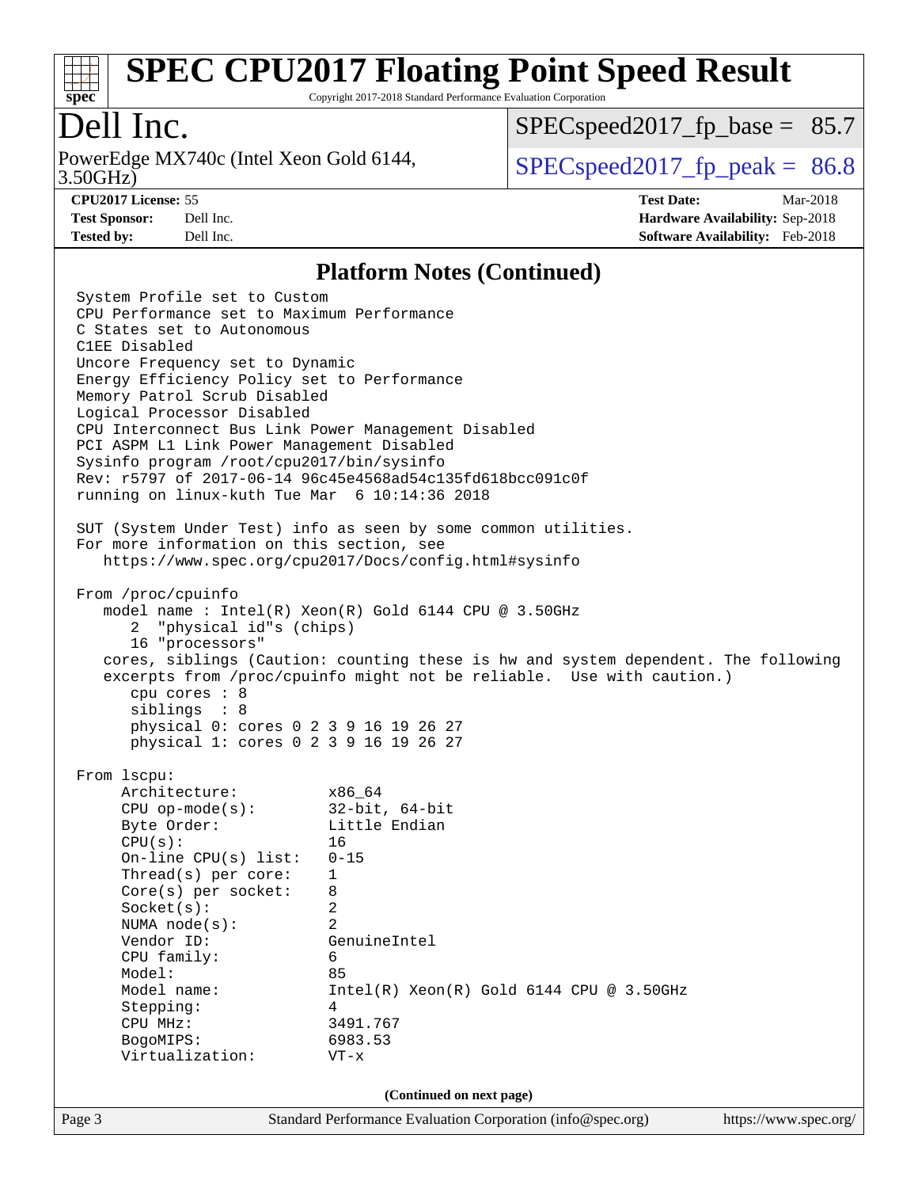# SPEC CPU2017 Floating Point Speed Result

Copyright 2017-2018 Standard Performance Evaluation Corporation

## Dell Inc.

PowerEdge MX740c (Intel Xeon Gold 6144, 3.50GHz)

SPECspeed2017_fp_base = 85.7

SPECspeed2017_fp_peak = 86.8

**CPU2017 License:** 55
**Test Sponsor:** Dell Inc.
**Tested by:** Dell Inc.

**Test Date:** Mar-2018
**Hardware Availability:** Sep-2018
**Software Availability:** Feb-2018

### Platform Notes (Continued)

```
System Profile set to Custom
CPU Performance set to Maximum Performance
C States set to Autonomous
C1EE Disabled
Uncore Frequency set to Dynamic
Energy Efficiency Policy set to Performance
Memory Patrol Scrub Disabled
Logical Processor Disabled
CPU Interconnect Bus Link Power Management Disabled
PCI ASPM L1 Link Power Management Disabled
Sysinfo program /root/cpu2017/bin/sysinfo
Rev: r5797 of 2017-06-14 96c45e4568ad54c135fd618bcc091c0f
running on linux-kuth Tue Mar  6 10:14:36 2018

SUT (System Under Test) info as seen by some common utilities.
For more information on this section, see
   https://www.spec.org/cpu2017/Docs/config.html#sysinfo

From /proc/cpuinfo
   model name : Intel(R) Xeon(R) Gold 6144 CPU @ 3.50GHz
      2  "physical id"s (chips)
      16 "processors"
   cores, siblings (Caution: counting these is hw and system dependent. The following
   excerpts from /proc/cpuinfo might not be reliable.  Use with caution.)
      cpu cores : 8
      siblings  : 8
      physical 0: cores 0 2 3 9 16 19 26 27
      physical 1: cores 0 2 3 9 16 19 26 27

From lscpu:
     Architecture:          x86_64
     CPU op-mode(s):        32-bit, 64-bit
     Byte Order:            Little Endian
     CPU(s):                16
     On-line CPU(s) list:   0-15
     Thread(s) per core:    1
     Core(s) per socket:    8
     Socket(s):             2
     NUMA node(s):          2
     Vendor ID:             GenuineIntel
     CPU family:            6
     Model:                 85
     Model name:            Intel(R) Xeon(R) Gold 6144 CPU @ 3.50GHz
     Stepping:              4
     CPU MHz:               3491.767
     BogoMIPS:              6983.53
     Virtualization:        VT-x
```

(Continued on next page)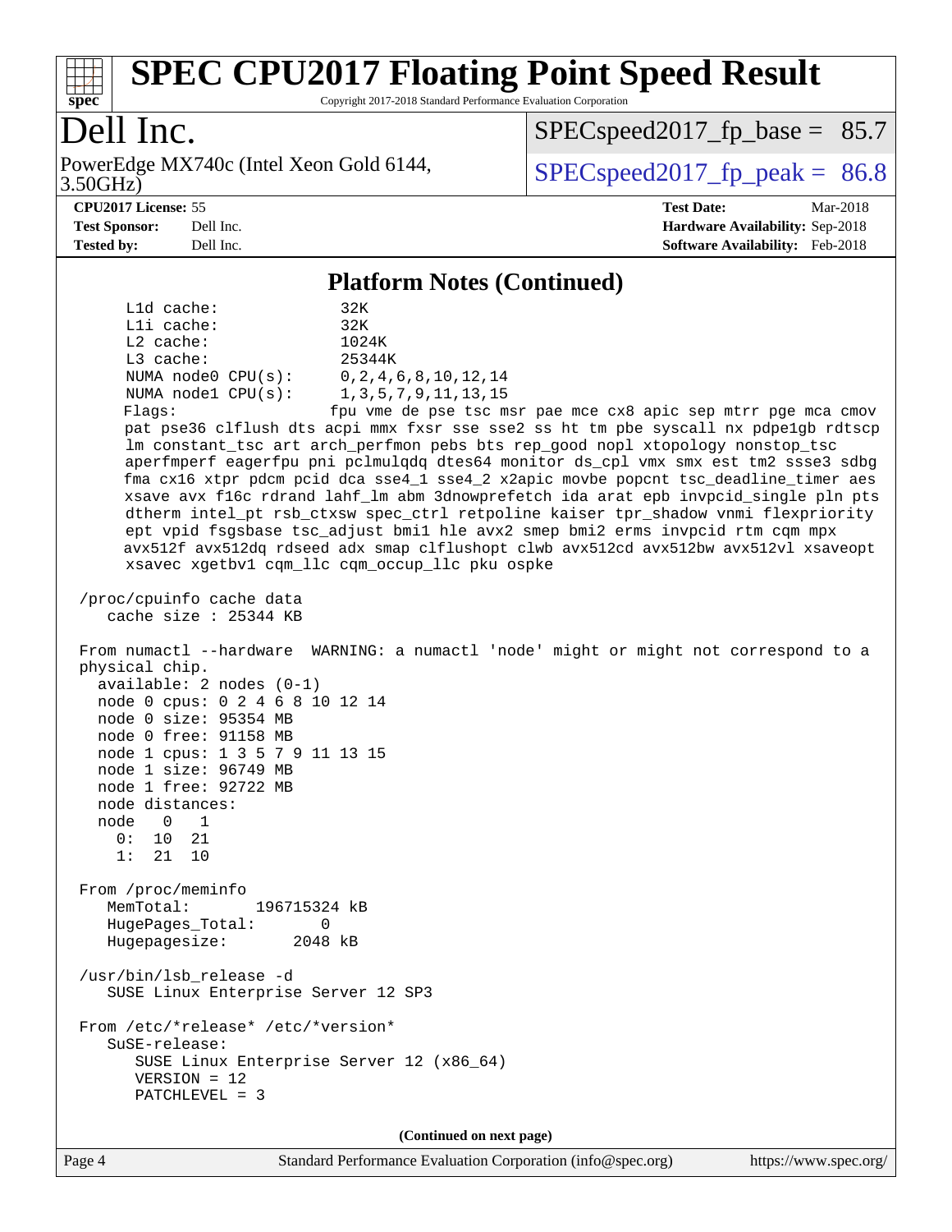## Platform Notes (Continued)

```
     L1d cache:             32K
     L1i cache:             32K
     L2 cache:              1024K
     L3 cache:              25344K
     NUMA node0 CPU(s):     0,2,4,6,8,10,12,14
     NUMA node1 CPU(s):     1,3,5,7,9,11,13,15
     Flags:                fpu vme de pse tsc msr pae mce cx8 apic sep mtrr pge mca cmov
     pat pse36 clflush dts acpi mmx fxsr sse sse2 ss ht tm pbe syscall nx pdpe1gb rdtscp
     lm constant_tsc art arch_perfmon pebs bts rep_good nopl xtopology nonstop_tsc
     aperfmperf eagerfpu pni pclmulqdq dtes64 monitor ds_cpl vmx smx est tm2 ssse3 sdbg
     fma cx16 xtpr pdcm pcid dca sse4_1 sse4_2 x2apic movbe popcnt tsc_deadline_timer aes
     xsave avx f16c rdrand lahf_lm abm 3dnowprefetch ida arat epb invpcid_single pln pts
     dtherm intel_pt rsb_ctxsw spec_ctrl retpoline kaiser tpr_shadow vnmi flexpriority
     ept vpid fsgsbase tsc_adjust bmi1 hle avx2 smep bmi2 erms invpcid rtm cqm mpx
     avx512f avx512dq rdseed adx smap clflushopt clwb avx512cd avx512bw avx512vl xsaveopt
     xsavec xgetbv1 cqm_llc cqm_occup_llc pku ospke

 /proc/cpuinfo cache data
    cache size : 25344 KB

 From numactl --hardware  WARNING: a numactl 'node' might or might not correspond to a
 physical chip.
   available: 2 nodes (0-1)
   node 0 cpus: 0 2 4 6 8 10 12 14
   node 0 size: 95354 MB
   node 0 free: 91158 MB
   node 1 cpus: 1 3 5 7 9 11 13 15
   node 1 size: 96749 MB
   node 1 free: 92722 MB
   node distances:
   node   0   1
     0:  10  21
     1:  21  10

 From /proc/meminfo
    MemTotal:       196715324 kB
    HugePages_Total:       0
    Hugepagesize:       2048 kB

 /usr/bin/lsb_release -d
    SUSE Linux Enterprise Server 12 SP3

 From /etc/*release* /etc/*version*
    SuSE-release:
       SUSE Linux Enterprise Server 12 (x86_64)
       VERSION = 12
       PATCHLEVEL = 3
```

**(Continued on next page)**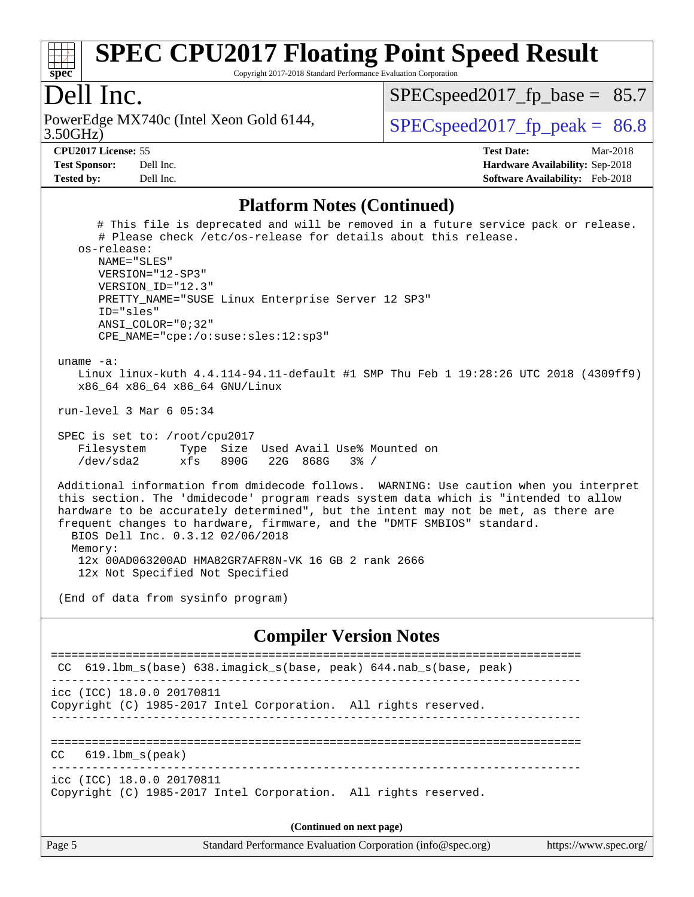# SPEC CPU2017 Floating Point Speed Result

Copyright 2017-2018 Standard Performance Evaluation Corporation

## Dell Inc.

PowerEdge MX740c (Intel Xeon Gold 6144, 3.50GHz)

SPECspeed2017_fp_base = 85.7

SPECspeed2017_fp_peak = 86.8

**CPU2017 License:** 55
**Test Sponsor:** Dell Inc.
**Tested by:** Dell Inc.

**Test Date:** Mar-2018
**Hardware Availability:** Sep-2018
**Software Availability:** Feb-2018

### Platform Notes (Continued)

```
       # This file is deprecated and will be removed in a future service pack or release.
       # Please check /etc/os-release for details about this release.
    os-release:
       NAME="SLES"
       VERSION="12-SP3"
       VERSION_ID="12.3"
       PRETTY_NAME="SUSE Linux Enterprise Server 12 SP3"
       ID="sles"
       ANSI_COLOR="0;32"
       CPE_NAME="cpe:/o:suse:sles:12:sp3"

 uname -a:
    Linux linux-kuth 4.4.114-94.11-default #1 SMP Thu Feb 1 19:28:26 UTC 2018 (4309ff9)
    x86_64 x86_64 x86_64 GNU/Linux

 run-level 3 Mar 6 05:34

 SPEC is set to: /root/cpu2017
    Filesystem     Type  Size  Used Avail Use% Mounted on
    /dev/sda2      xfs   890G   22G  868G   3% /

 Additional information from dmidecode follows.  WARNING: Use caution when you interpret
 this section. The 'dmidecode' program reads system data which is "intended to allow
 hardware to be accurately determined", but the intent may not be met, as there are
 frequent changes to hardware, firmware, and the "DMTF SMBIOS" standard.
   BIOS Dell Inc. 0.3.12 02/06/2018
   Memory:
    12x 00AD063200AD HMA82GR7AFR8N-VK 16 GB 2 rank 2666
    12x Not Specified Not Specified

 (End of data from sysinfo program)
```

### Compiler Version Notes

```
==============================================================================
 CC  619.lbm_s(base) 638.imagick_s(base, peak) 644.nab_s(base, peak)
------------------------------------------------------------------------------
icc (ICC) 18.0.0 20170811
Copyright (C) 1985-2017 Intel Corporation.  All rights reserved.
------------------------------------------------------------------------------

==============================================================================
CC   619.lbm_s(peak)
------------------------------------------------------------------------------
icc (ICC) 18.0.0 20170811
Copyright (C) 1985-2017 Intel Corporation.  All rights reserved.
```

(Continued on next page)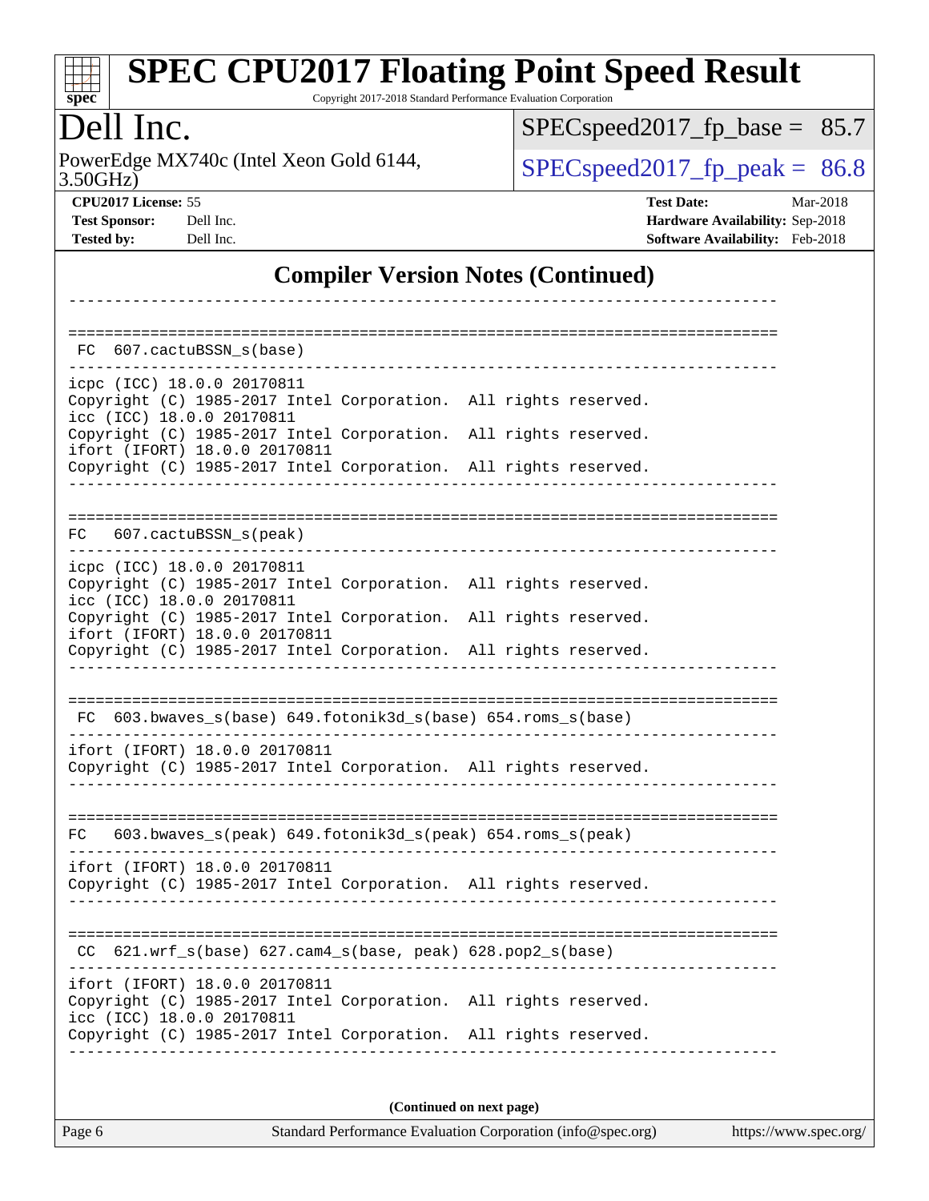## Compiler Version Notes (Continued)

```
------------------------------------------------------------------------------

==============================================================================
 FC  607.cactuBSSN_s(base)
------------------------------------------------------------------------------
icpc (ICC) 18.0.0 20170811
Copyright (C) 1985-2017 Intel Corporation.  All rights reserved.
icc (ICC) 18.0.0 20170811
Copyright (C) 1985-2017 Intel Corporation.  All rights reserved.
ifort (IFORT) 18.0.0 20170811
Copyright (C) 1985-2017 Intel Corporation.  All rights reserved.
------------------------------------------------------------------------------

==============================================================================
 FC  607.cactuBSSN_s(peak)
------------------------------------------------------------------------------
icpc (ICC) 18.0.0 20170811
Copyright (C) 1985-2017 Intel Corporation.  All rights reserved.
icc (ICC) 18.0.0 20170811
Copyright (C) 1985-2017 Intel Corporation.  All rights reserved.
ifort (IFORT) 18.0.0 20170811
Copyright (C) 1985-2017 Intel Corporation.  All rights reserved.
------------------------------------------------------------------------------

==============================================================================
 FC  603.bwaves_s(base) 649.fotonik3d_s(base) 654.roms_s(base)
------------------------------------------------------------------------------
ifort (IFORT) 18.0.0 20170811
Copyright (C) 1985-2017 Intel Corporation.  All rights reserved.
------------------------------------------------------------------------------

==============================================================================
 FC  603.bwaves_s(peak) 649.fotonik3d_s(peak) 654.roms_s(peak)
------------------------------------------------------------------------------
ifort (IFORT) 18.0.0 20170811
Copyright (C) 1985-2017 Intel Corporation.  All rights reserved.
------------------------------------------------------------------------------

==============================================================================
 CC  621.wrf_s(base) 627.cam4_s(base, peak) 628.pop2_s(base)
------------------------------------------------------------------------------
ifort (IFORT) 18.0.0 20170811
Copyright (C) 1985-2017 Intel Corporation.  All rights reserved.
icc (ICC) 18.0.0 20170811
Copyright (C) 1985-2017 Intel Corporation.  All rights reserved.
------------------------------------------------------------------------------
```

**(Continued on next page)**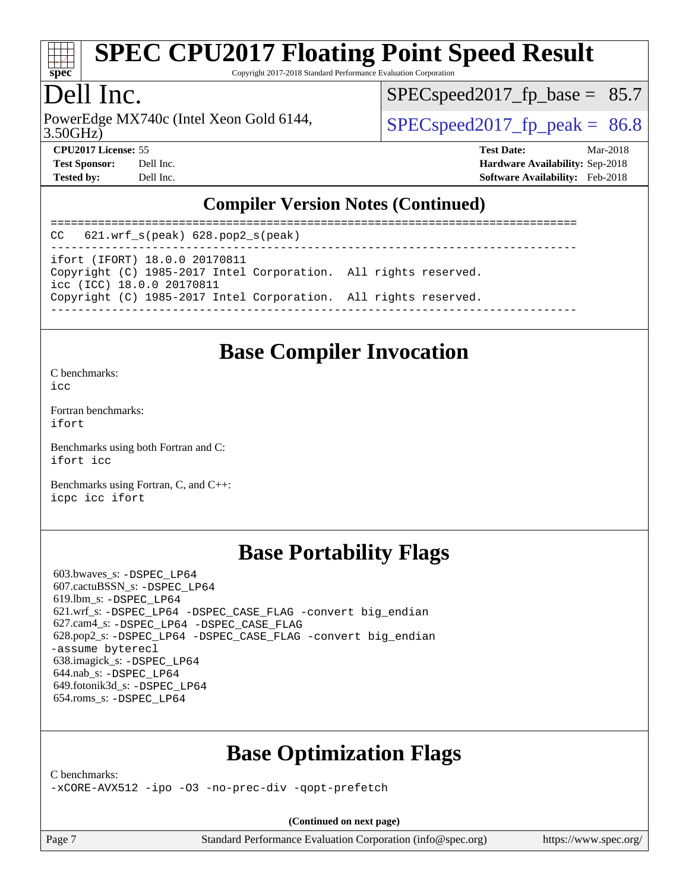## Compiler Version Notes (Continued)

```
==============================================================================
CC  621.wrf_s(peak) 628.pop2_s(peak)
------------------------------------------------------------------------------
ifort (IFORT) 18.0.0 20170811
Copyright (C) 1985-2017 Intel Corporation.  All rights reserved.
icc (ICC) 18.0.0 20170811
Copyright (C) 1985-2017 Intel Corporation.  All rights reserved.
------------------------------------------------------------------------------
```

## Base Compiler Invocation

C benchmarks:
`icc`

Fortran benchmarks:
`ifort`

Benchmarks using both Fortran and C:
`ifort icc`

Benchmarks using Fortran, C, and C++:
`icpc icc ifort`

## Base Portability Flags

603.bwaves_s: `-DSPEC_LP64`
607.cactuBSSN_s: `-DSPEC_LP64`
619.lbm_s: `-DSPEC_LP64`
621.wrf_s: `-DSPEC_LP64 -DSPEC_CASE_FLAG -convert big_endian`
627.cam4_s: `-DSPEC_LP64 -DSPEC_CASE_FLAG`
628.pop2_s: `-DSPEC_LP64 -DSPEC_CASE_FLAG -convert big_endian -assume byterecl`
638.imagick_s: `-DSPEC_LP64`
644.nab_s: `-DSPEC_LP64`
649.fotonik3d_s: `-DSPEC_LP64`
654.roms_s: `-DSPEC_LP64`

## Base Optimization Flags

C benchmarks:
`-xCORE-AVX512 -ipo -O3 -no-prec-div -qopt-prefetch`

**(Continued on next page)**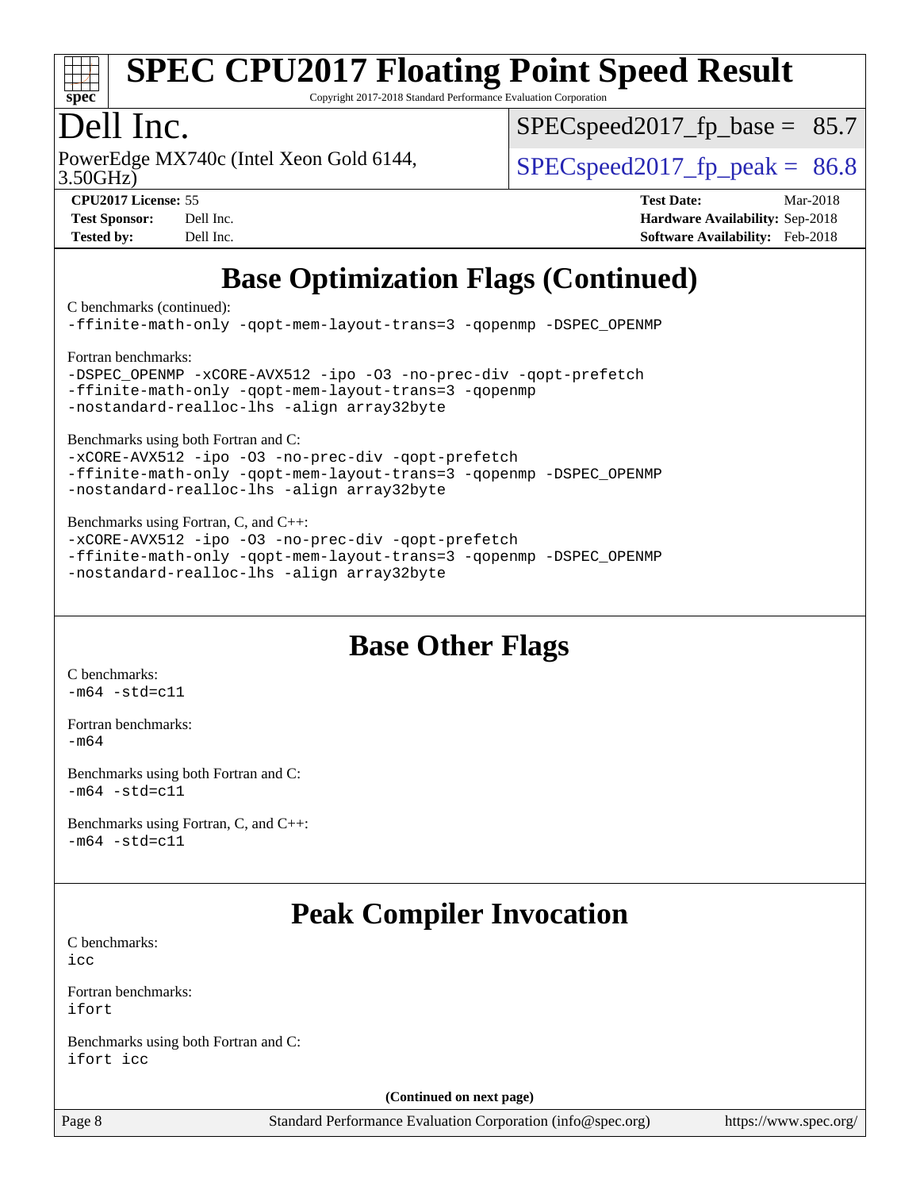## Base Optimization Flags (Continued)

C benchmarks (continued):
-ffinite-math-only -qopt-mem-layout-trans=3 -qopenmp -DSPEC_OPENMP

Fortran benchmarks:
-DSPEC_OPENMP -xCORE-AVX512 -ipo -O3 -no-prec-div -qopt-prefetch
-ffinite-math-only -qopt-mem-layout-trans=3 -qopenmp
-nostandard-realloc-lhs -align array32byte

Benchmarks using both Fortran and C:
-xCORE-AVX512 -ipo -O3 -no-prec-div -qopt-prefetch
-ffinite-math-only -qopt-mem-layout-trans=3 -qopenmp -DSPEC_OPENMP
-nostandard-realloc-lhs -align array32byte

Benchmarks using Fortran, C, and C++:
-xCORE-AVX512 -ipo -O3 -no-prec-div -qopt-prefetch
-ffinite-math-only -qopt-mem-layout-trans=3 -qopenmp -DSPEC_OPENMP
-nostandard-realloc-lhs -align array32byte

## Base Other Flags

C benchmarks:
-m64 -std=c11

Fortran benchmarks:
-m64

Benchmarks using both Fortran and C:
-m64 -std=c11

Benchmarks using Fortran, C, and C++:
-m64 -std=c11

## Peak Compiler Invocation

C benchmarks:
icc

Fortran benchmarks:
ifort

Benchmarks using both Fortran and C:
ifort icc

(Continued on next page)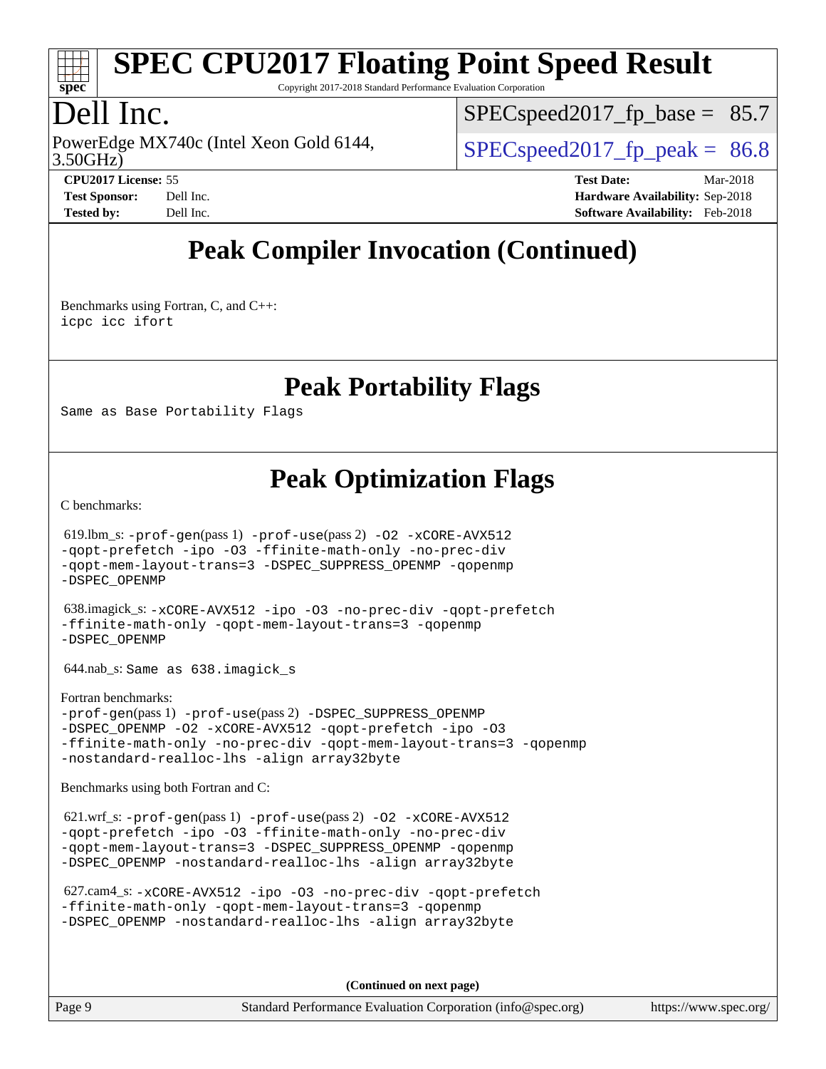## Peak Compiler Invocation (Continued)

Benchmarks using Fortran, C, and C++:
icpc icc ifort

## Peak Portability Flags

Same as Base Portability Flags

## Peak Optimization Flags

C benchmarks:

619.lbm_s: -prof-gen(pass 1) -prof-use(pass 2) -O2 -xCORE-AVX512 -qopt-prefetch -ipo -O3 -ffinite-math-only -no-prec-div -qopt-mem-layout-trans=3 -DSPEC_SUPPRESS_OPENMP -qopenmp -DSPEC_OPENMP

638.imagick_s: -xCORE-AVX512 -ipo -O3 -no-prec-div -qopt-prefetch -ffinite-math-only -qopt-mem-layout-trans=3 -qopenmp -DSPEC_OPENMP

644.nab_s: Same as 638.imagick_s

Fortran benchmarks:
-prof-gen(pass 1) -prof-use(pass 2) -DSPEC_SUPPRESS_OPENMP -DSPEC_OPENMP -O2 -xCORE-AVX512 -qopt-prefetch -ipo -O3 -ffinite-math-only -no-prec-div -qopt-mem-layout-trans=3 -qopenmp -nostandard-realloc-lhs -align array32byte

Benchmarks using both Fortran and C:

621.wrf_s: -prof-gen(pass 1) -prof-use(pass 2) -O2 -xCORE-AVX512 -qopt-prefetch -ipo -O3 -ffinite-math-only -no-prec-div -qopt-mem-layout-trans=3 -DSPEC_SUPPRESS_OPENMP -qopenmp -DSPEC_OPENMP -nostandard-realloc-lhs -align array32byte

627.cam4_s: -xCORE-AVX512 -ipo -O3 -no-prec-div -qopt-prefetch -ffinite-math-only -qopt-mem-layout-trans=3 -qopenmp -DSPEC_OPENMP -nostandard-realloc-lhs -align array32byte

**(Continued on next page)**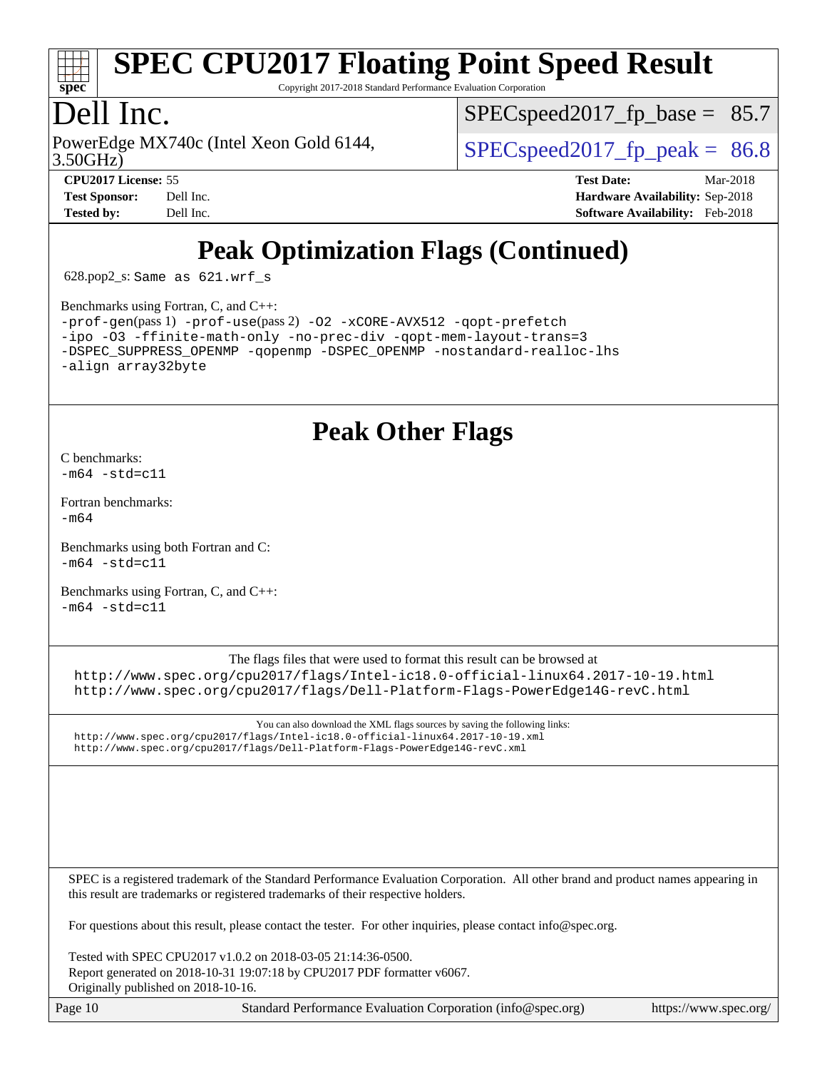# Peak Optimization Flags (Continued)

628.pop2_s: Same as 621.wrf_s

Benchmarks using Fortran, C, and C++:
-prof-gen(pass 1) -prof-use(pass 2) -O2 -xCORE-AVX512 -qopt-prefetch
-ipo -O3 -ffinite-math-only -no-prec-div -qopt-mem-layout-trans=3
-DSPEC_SUPPRESS_OPENMP -qopenmp -DSPEC_OPENMP -nostandard-realloc-lhs
-align array32byte

# Peak Other Flags

C benchmarks:
-m64 -std=c11

Fortran benchmarks:
-m64

Benchmarks using both Fortran and C:
-m64 -std=c11

Benchmarks using Fortran, C, and C++:
-m64 -std=c11

The flags files that were used to format this result can be browsed at
http://www.spec.org/cpu2017/flags/Intel-ic18.0-official-linux64.2017-10-19.html
http://www.spec.org/cpu2017/flags/Dell-Platform-Flags-PowerEdge14G-revC.html

You can also download the XML flags sources by saving the following links:
http://www.spec.org/cpu2017/flags/Intel-ic18.0-official-linux64.2017-10-19.xml
http://www.spec.org/cpu2017/flags/Dell-Platform-Flags-PowerEdge14G-revC.xml

SPEC is a registered trademark of the Standard Performance Evaluation Corporation. All other brand and product names appearing in this result are trademarks or registered trademarks of their respective holders.

For questions about this result, please contact the tester. For other inquiries, please contact info@spec.org.

Tested with SPEC CPU2017 v1.0.2 on 2018-03-05 21:14:36-0500.
Report generated on 2018-10-31 19:07:18 by CPU2017 PDF formatter v6067.
Originally published on 2018-10-16.